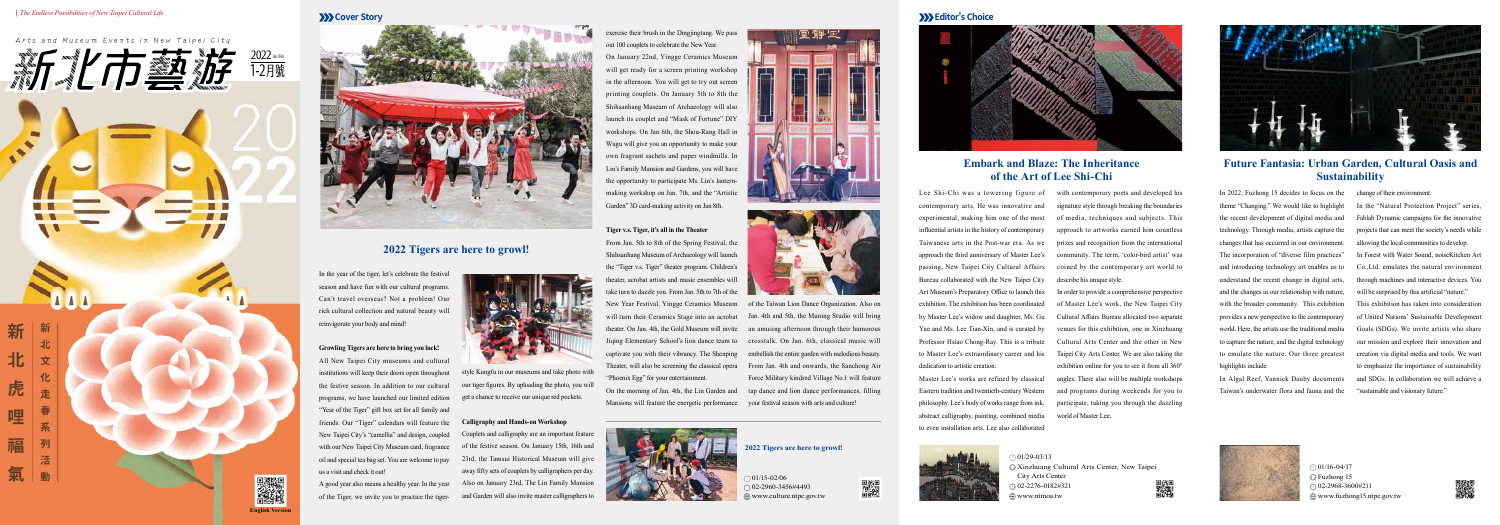Arts and Museum Events in New Taipei City

新北市藝遊 2022 1-2月號

新北虎哩福氣

新北文化走春系列活動

English Version

## Cover Story

## 2022 Tigers are here to growl!

In the year of the tiger, let's celebrate the festival season and have fun with our cultural programs. Can't travel overseas? Not a problem! Our rich cultural collection and natural beauty will reinvigorate your body and mind!

**Growling Tigers are here to bring you luck!**

All New Taipei City museums and cultural institutions will keep their doors open throughout the festive season. In addition to our cultural programs, we have launched our limited edition "Year of the Tiger" gift box set for all family and friends. Our "Tiger" calendars will feature the New Taipei City's "camellia" and design, coupled with our New Taipei City Museum card, fragrance oil and special tea bag set. You are welcome to pay us a visit and check it out!

A good year also means a healthy year. In the year of the tiger, we invite you to practice the tiger-style Kungfu in our museums and take photo with our tiger figures. By uploading the photo, you will get a chance to receive our unique red pockets.

**Calligraphy and Hands-on Workshop**

Couplets and calligraphy are an important feature of the festive season. On January 15th, 16th and 23rd, the Tamsui Historical Museum will give away fifty sets of couplets by calligraphers per day. Also on January 23rd, The Lin Family Mansion and Garden will also invite master calligraphers to exercise their brush in the Dingjingtang. We pass out 100 couplets to celebrate the New Year.

On January 22nd, Yingge Ceramics Museum will get ready for a screen printing workshop in the afternoon. You will get to try out screen printing couplets. On January 5th to 8th the Shihsanhang Museum of Archaeology will also launch its couplet and "Mask of Fortune" DIY workshops. On Jan 6th, the Shou-Rang Hall in Wugu will give you an opportunity to make your own fragrant sachets and paper windmills. In Lin's Family Mansion and Gardens, you will have the opportunity to participate Ms. Lin's lantern-making workshop on Jan. 7th, and the "Artistic Garden" 3D card-making activity on Jan 8th.

**Tiger v.s. Tiger, it's all in the Theater**

From Jan. 5th to 8th of the Spring Festival, the Shihsanhang Museum of Archaeology will launch the "Tiger v.s. Tiger" theater program. Children's theater, acrobat artists and music ensembles will take turn to dazzle you. From Jan. 5th to 7th of the New Year Festival, Yingge Ceramics Museum will turn their Ceramics Stage into an acrobat theater. On Jan. 4th, the Gold Museum will invite Jiuping Elementary School's lion dance team to captivate you with their vibrancy. The Shenping Theater, will also be screening the classical opera "Phoenix Egg" for your entertainment.

On the morning of Jan. 4th, the Lin Garden and Mansions will feature the energetic performance of the Taiwan Lion Dance Organization. Also on Jan. 4th and 5th, the Muning Studio will bring an amusing afternoon through their humorous crosstalk. On Jan. 6th, classical music will embellish the entire garden with melodious beauty. From Jan. 4th and onwards, the Sanchong Air Force Military kindred Village No.1 will feature tap dance and lion dance performances, filling your festival season with arts and culture!

**2022 Tigers are here to growl!**

01/15-02/06
02-2960-3456#4493
www.culture.ntpc.gov.tw

## Editor's Choice

## Embark and Blaze: The Inheritance of the Art of Lee Shi-Chi

Lee Shi-Chi was a towering figure of contemporary arts. He was innovative and experimental, making him one of the most influential artists in the history of contemporary Taiwanese arts in the Post-war era. As we approach the third anniversary of Master Lee's passing, New Taipei City Cultural Affairs Bureau collaborated with the New Taipei City Art Museum's Preparatory Office to launch this exhibition. The exhibition has been coordinated by Master Lee's widow and daughter, Ms. Gu Yue and Ms. Lee Tian-Xin, and is curated by Professor Hsiao Chong-Ray. This is a tribute to Master Lee's extraordinary career and his dedication to artistic creation.

Master Lee's works are refined by classical Eastern tradition and twentieth-century Western philosophy. Lee's body of works range from ink, abstract calligraphy, painting, combined media to even installation arts. Lee also collaborated with contemporary poets and developed his signature style through breaking the boundaries of media, techniques and subjects. This approach to artworks earned him countless prizes and recognition from the international community. The term, 'color-bird artist' was coined by the contemporary art world to describe his unique style.

In order to provide a comprehensive perspective of Master Lee's work, the New Taipei City Cultural Affairs Bureau allocated two separate venues for this exhibition, one in Xinzhuang Cultural Arts Center and the other in New Taipei City Arts Center. We are also taking the exhibition online for you to see it from all 360° angles. There also will be multiple workshops and programs during weekends for you to participate, taking you through the dazzling world of Master Lee.

01/29-03/13
Xinzhuang Cultural Arts Center, New Taipei City Arts Center
02-2276-0182#321
www.ntmoa.tw

## Future Fantasia: Urban Garden, Cultural Oasis and Sustainability

In 2022, Fuzhong 15 decides to focus on the theme "Changing." We would like to highlight the recent development of digital media and technology. Through media, artists capture the changes that has occurred in our environment. The incorporation of "diverse film practices" and introducing technology art enables us to understand the recent change in digital arts, and the changes in our relationship with nature, with the broader community. This exhibition provides a new perspective to the contemporary world. Here, the artists use the traditional media to capture the nature, and the digital technology to emulate the nature. Our three greatest highlights include:

In Algal Reef, Yannick Dauby documents Taiwan's underwater flora and fauna and the change of their environment.

In the "Natural Protection Project" series, Fablab Dynamic campaigns for the innovative projects that can meet the society's needs while allowing the local communities to develop.

In Forest with Water Sound, noiseKitchen Art Co.,Ltd. emulates the natural environment through machines and interactive devices. You will be surprised by this artificial "nature."

This exhibition has taken into consideration of United Nations' Sustainable Development Goals (SDGs). We invite artists who share our mission and explore their innovation and creation via digital media and tools. We want to emphasize the importance of sustainability and SDGs. In collaboration we will achieve a "sustainable and visionary future."

01/16-04/17
Fuzhong 15
02-2968-3600#211
www.fuzhong15.ntpc.gov.tw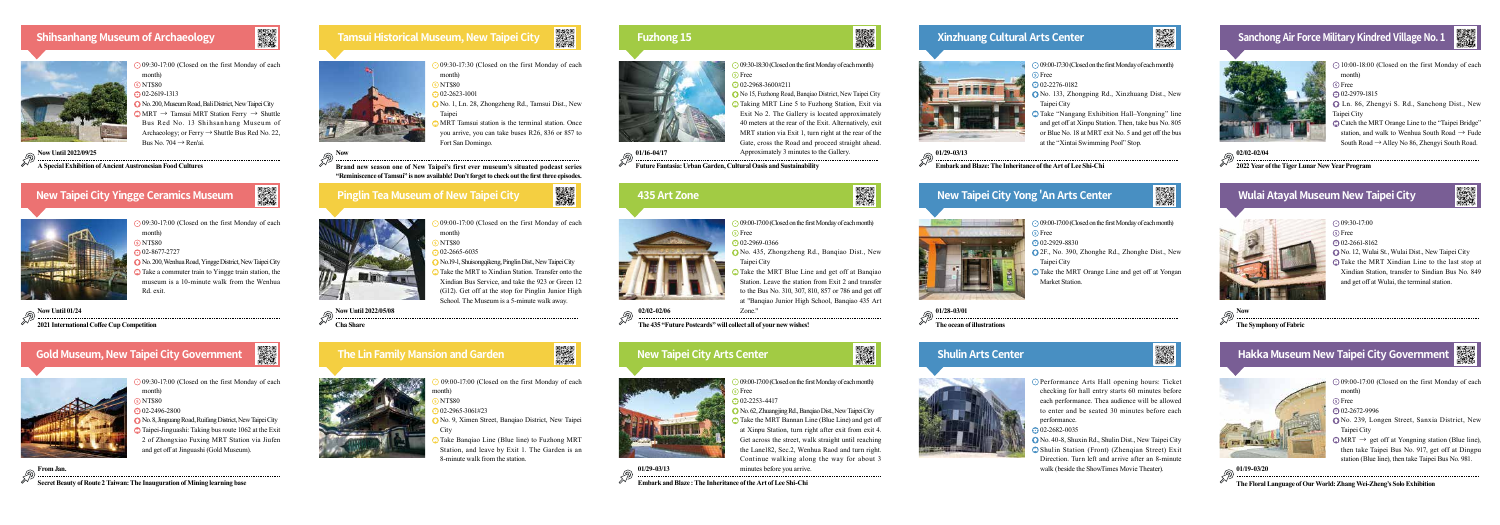## Shihsanhang Museum of Archaeology

09:30-17:00 (Closed on the first Monday of each month)

NT$80

02-2619-1313

No. 200, Museum Road, Bali District, New Taipei City

MRT → Tamsui MRT Station Ferry → Shuttle Bus Red No. 13 Shihsanhang Museum of Archaeology; or Ferry → Shuttle Bus Red No. 22, Bus No. 704 → Ren'ai.

Now Until 2022/09/25

**A Special Exhibition of Ancient Austronesian Food Cultures**

## Tamsui Historical Museum, New Taipei City

09:30-17:30 (Closed on the first Monday of each month)

NT$80

02-2623-1001

No. 1, Ln. 28, Zhongzheng Rd., Tamsui Dist., New Taipei

MRT Tamsui station is the terminal station. Once you arrive, you can take buses R26, 836 or 857 to Fort San Domingo.

Now

**Brand new season one of New Taipei's first ever museum's situated podcast series "Reminiscence of Tamsui" is now available! Don't forget to check out the first three episodes.**

## Fuzhong 15

09:30-18:30 (Closed on the first Monday of each month)

Free

02-2968-3600#211

No 15, Fuzhong Road, Banqiao District, New Taipei City

Taking MRT Line 5 to Fuzhong Station, Exit via Exit No 2. The Gallery is located approximately 40 meters at the rear of the Exit. Alternatively, exit MRT station via Exit 1, turn right at the rear of the Gate, cross the Road and proceed straight ahead. Approximately 3 minutes to the Gallery.

01/16-04/17

**Future Fantasia: Urban Garden, Cultural Oasis and Sustainability**

## Xinzhuang Cultural Arts Center

09:00-17:30 (Closed on the first Monday of each month)

Free

02-2276-0182

No. 133, Zhongping Rd., Xinzhuang Dist., New Taipei City

Take "Nangang Exhibition Hall–Yongning" line and get off at Xinpu Station. Then, take bus No. 805 or Blue No. 18 at MRT exit No. 5 and get off the bus at the "Xintai Swimming Pool" Stop.

01/29-03/13

**Embark and Blaze: The Inheritance of the Art of Lee Shi-Chi**

## Sanchong Air Force Military Kindred Village No. 1

10:00-18:00 (Closed on the first Monday of each month)

Free

02-2979-1815

Ln. 86, Zhengyi S. Rd., Sanchong Dist., New Taipei City

Catch the MRT Orange Line to the "Taipei Bridge" station, and walk to Wenhua South Road → Fude South Road → Alley No. 86, Zhengyi South Road.

02/02-02/04

**2022 Year of the Tiger Lunar New Year Program**

## New Taipei City Yingge Ceramics Museum

09:30-17:00 (Closed on the first Monday of each month)

NT$80

02-8677-2727

No. 200, Wenhua Road, Yingge District, New Taipei City

Take a commuter train to Yingge train station, the museum is a 10-minute walk from the Wenhua Rd. exit.

Now Until 01/24

**2021 International Coffee Cup Competition**

## Pinglin Tea Museum of New Taipei City

09:00-17:00 (Closed on the first Monday of each month)

NT$80

02-2665-6035

No.19-1, Shuisongqikeng, Pinglin Dist., New Taipei City

Take the MRT to Xindian Station. Transfer onto the Xindian Bus Service, and take the 923 or Green 12 (G12). Get off at the stop for Pinglin Junior High School. The Museum is a 5-minute walk away.

Now Until 2022/05/08

**Cha Share**

## 435 Art Zone

09:00-17:00 (Closed on the first Monday of each month)

Free

02-2969-0366

No. 435, Zhongzheng Rd., Banqiao Dist., New Taipei City

Take the MRT Blue Line and get off at Banqiao Station. Leave the station from Exit 2 and transfer to the Bus No. 310, 307, 810, 857 or 786 and get off at "Banqiao Junior High School, Banqiao 435 Art Zone."

02/02-02/06

**The 435 "Future Postcards" will collect all of your new wishes!**

## New Taipei City Yong'An Arts Center

09:00-17:00 (Closed on the first Monday of each month)

Free

02-2929-8830

2F., No. 390, Zhonghe Rd., Zhonghe Dist., New Taipei City

Take the MRT Orange Line and get off at Yongan Market Station.

01/28-03/01

**The ocean of illustrations**

## Wulai Atayal Museum New Taipei City

09:30-17:00

Free

02-2661-8162

No. 12, Wulai St., Wulai Dist., New Taipei City

Take the MRT Xindian Line to the last stop at Xindian Station, transfer to Sindian Bus No. 849 and get off at Wulai, the terminal station.

Now

**The Symphony of Fabric**

## Gold Museum, New Taipei City Government

09:30-17:00 (Closed on the first Monday of each month)

NT$80

02-2496-2800

No. 8, Jinguang Road, Ruifang District, New Taipei City

Taipei-Jinguashi: Taking bus route 1062 at the Exit 2 of Zhongxiao Fuxing MRT Station via Jiufen and get off at Jinguashi (Gold Museum).

From Jan.

**Secret Beauty of Route 2 Taiwan: The Inauguration of Mining learning base**

## The Lin Family Mansion and Garden

09:00-17:00 (Closed on the first Monday of each month)

NT$80

02-2965-3061#23

No. 9, Ximen Street, Banqiao District, New Taipei City

Take Banqiao Line (Blue line) to Fuzhong MRT Station, and leave by Exit 1. The Garden is an 8-minute walk from the station.

## New Taipei City Arts Center

09:00-17:00 (Closed on the first Monday of each month)

Free

02-2253-4417

No. 62, Zhuangjing Rd., Banqiao Dist., New Taipei City

Take the MRT Bannan Line (Blue Line) and get off at Xinpu Station, turn right after exit from exit 4. Get across the street, walk straight until reaching the Lane182, Sec.2, Wenhua Raod and turn right. Continue walking along the way for about 3 minutes before you arrive.

01/29-03/13

**Embark and Blaze : The Inheritance of the Art of Lee Shi-Chi**

## Shulin Arts Center

Performance Arts Hall opening hours: Ticket checking for hall entry starts 60 minutes before each performance. Thea audience will be allowed to enter and be seated 30 minutes before each performance.

02-2682-0035

No. 40-8, Shuxin Rd., Shulin Dist., New Taipei City

Shulin Station (Front) (Zhenqian Street) Exit Direction. Turn left and arrive after an 8-minute walk (beside the ShowTimes Movie Theater).

## Hakka Museum New Taipei City Government

09:00-17:00 (Closed on the first Monday of each month)

Free

02-2672-9996

No. 239, Longen Street, Sanxia District, New Taipei City

MRT → get off at Yongning station (Blue line), then take Taipei Bus No. 917, get off at Dingpu station (Blue line), then take Taipei Bus No. 981.

01/19-03/20

**The Floral Language of Our World: Zhang Wei-Zheng's Solo Exhibition**